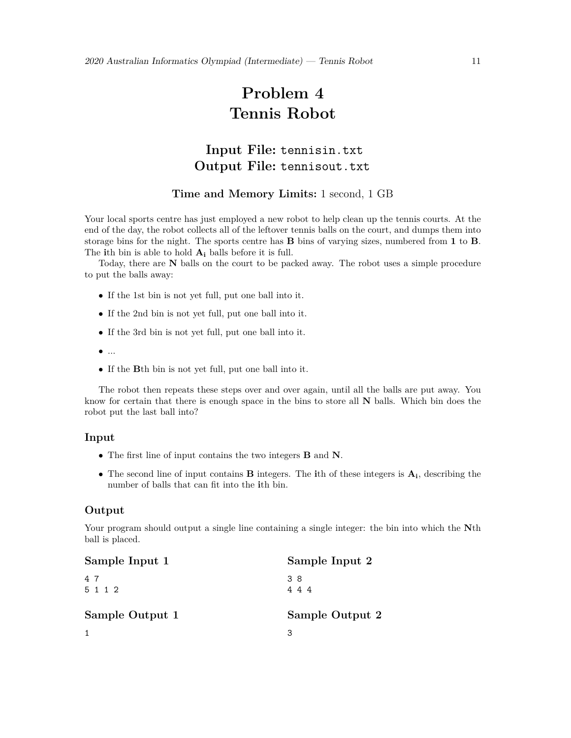# Problem 4
# Tennis Robot

## Input File: `tennisin.txt`
## Output File: `tennisout.txt`

### Time and Memory Limits: 1 second, 1 GB

Your local sports centre has just employed a new robot to help clean up the tennis courts. At the end of the day, the robot collects all of the leftover tennis balls on the court, and dumps them into storage bins for the night. The sports centre has **B** bins of varying sizes, numbered from **1** to **B**. The **i**th bin is able to hold $\mathbf{A_i}$ balls before it is full.

Today, there are **N** balls on the court to be packed away. The robot uses a simple procedure to put the balls away:

- If the 1st bin is not yet full, put one ball into it.
- If the 2nd bin is not yet full, put one ball into it.
- If the 3rd bin is not yet full, put one ball into it.
- ...
- If the **B**th bin is not yet full, put one ball into it.

The robot then repeats these steps over and over again, until all the balls are put away. You know for certain that there is enough space in the bins to store all **N** balls. Which bin does the robot put the last ball into?

### Input

- The first line of input contains the two integers **B** and **N**.
- The second line of input contains **B** integers. The **i**th of these integers is $\mathbf{A_i}$, describing the number of balls that can fit into the **i**th bin.

### Output

Your program should output a single line containing a single integer: the bin into which the **N**th ball is placed.

### Sample Input 1

```
4 7
5 1 1 2
```

### Sample Output 1

```
1
```

### Sample Input 2

```
3 8
4 4 4
```

### Sample Output 2

```
3
```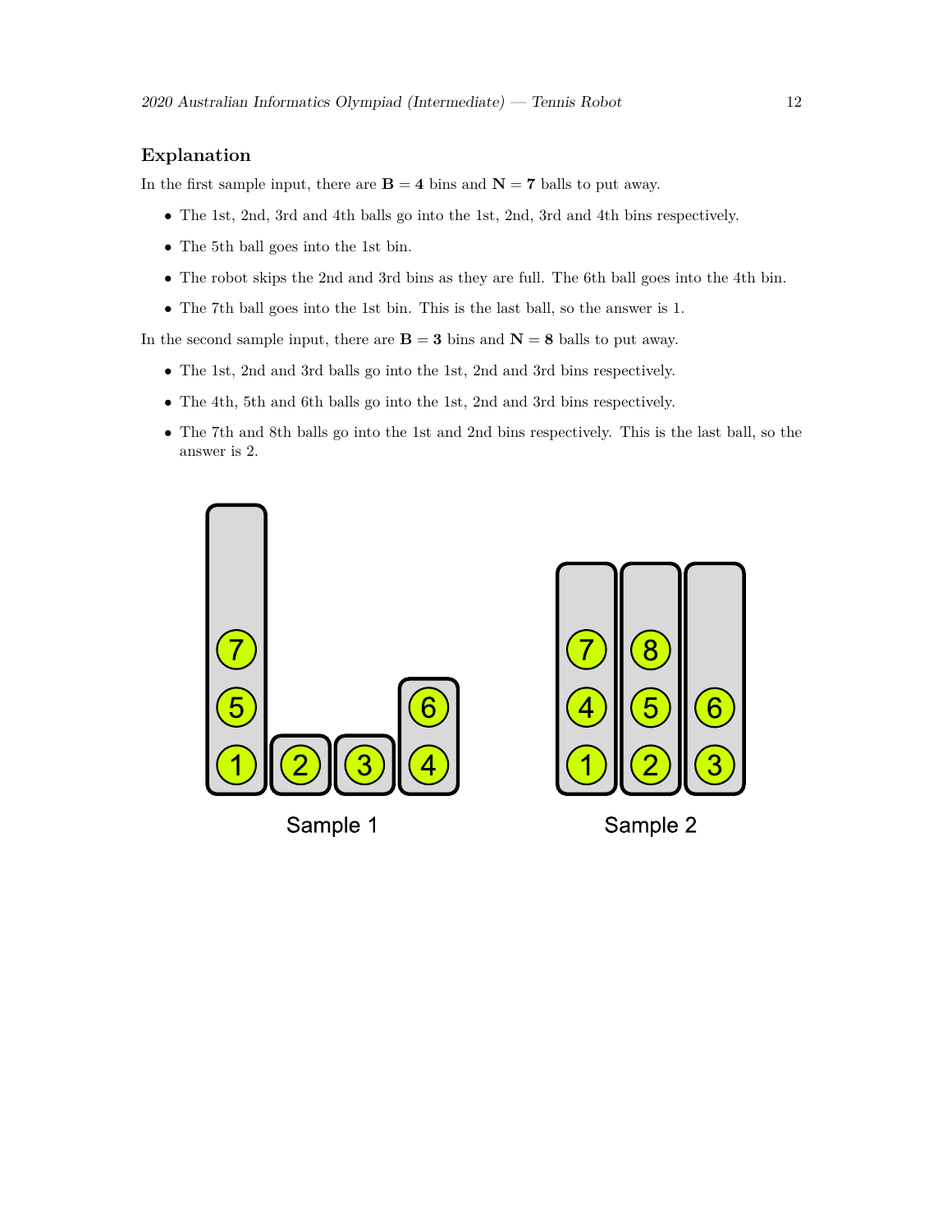## Explanation

In the first sample input, there are $\mathbf{B} = \mathbf{4}$ bins and $\mathbf{N} = \mathbf{7}$ balls to put away.

- The 1st, 2nd, 3rd and 4th balls go into the 1st, 2nd, 3rd and 4th bins respectively.
- The 5th ball goes into the 1st bin.
- The robot skips the 2nd and 3rd bins as they are full. The 6th ball goes into the 4th bin.
- The 7th ball goes into the 1st bin. This is the last ball, so the answer is 1.

In the second sample input, there are $\mathbf{B} = \mathbf{3}$ bins and $\mathbf{N} = \mathbf{8}$ balls to put away.

- The 1st, 2nd and 3rd balls go into the 1st, 2nd and 3rd bins respectively.
- The 4th, 5th and 6th balls go into the 1st, 2nd and 3rd bins respectively.
- The 7th and 8th balls go into the 1st and 2nd bins respectively. This is the last ball, so the answer is 2.

Sample 1

Sample 2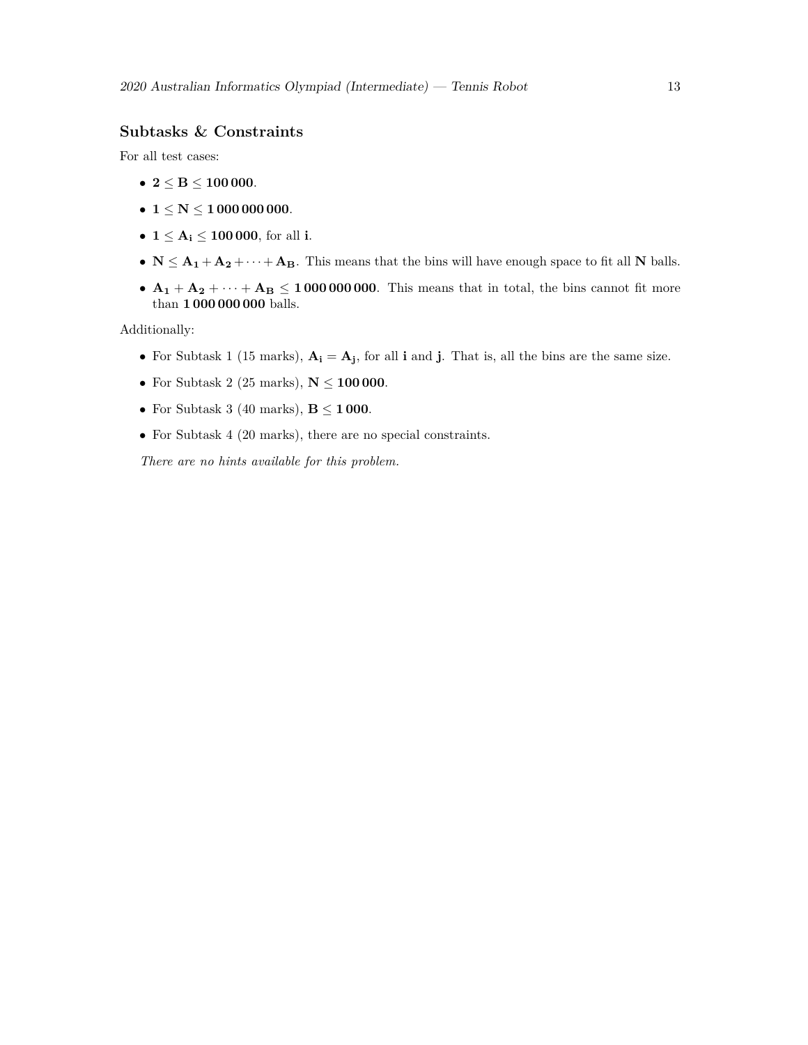## Subtasks & Constraints

For all test cases:

- $\mathbf{2 \le B \le 100\,000}$.
- $\mathbf{1 \le N \le 1\,000\,000\,000}$.
- $\mathbf{1 \le A_i \le 100\,000}$, for all $\mathbf{i}$.
- $\mathbf{N \le A_1 + A_2 + \cdots + A_B}$. This means that the bins will have enough space to fit all $\mathbf{N}$ balls.
- $\mathbf{A_1 + A_2 + \cdots + A_B \le 1\,000\,000\,000}$. This means that in total, the bins cannot fit more than $\mathbf{1\,000\,000\,000}$ balls.

Additionally:

- For Subtask 1 (15 marks), $\mathbf{A_i = A_j}$, for all $\mathbf{i}$ and $\mathbf{j}$. That is, all the bins are the same size.
- For Subtask 2 (25 marks), $\mathbf{N \le 100\,000}$.
- For Subtask 3 (40 marks), $\mathbf{B \le 1\,000}$.
- For Subtask 4 (20 marks), there are no special constraints.

*There are no hints available for this problem.*